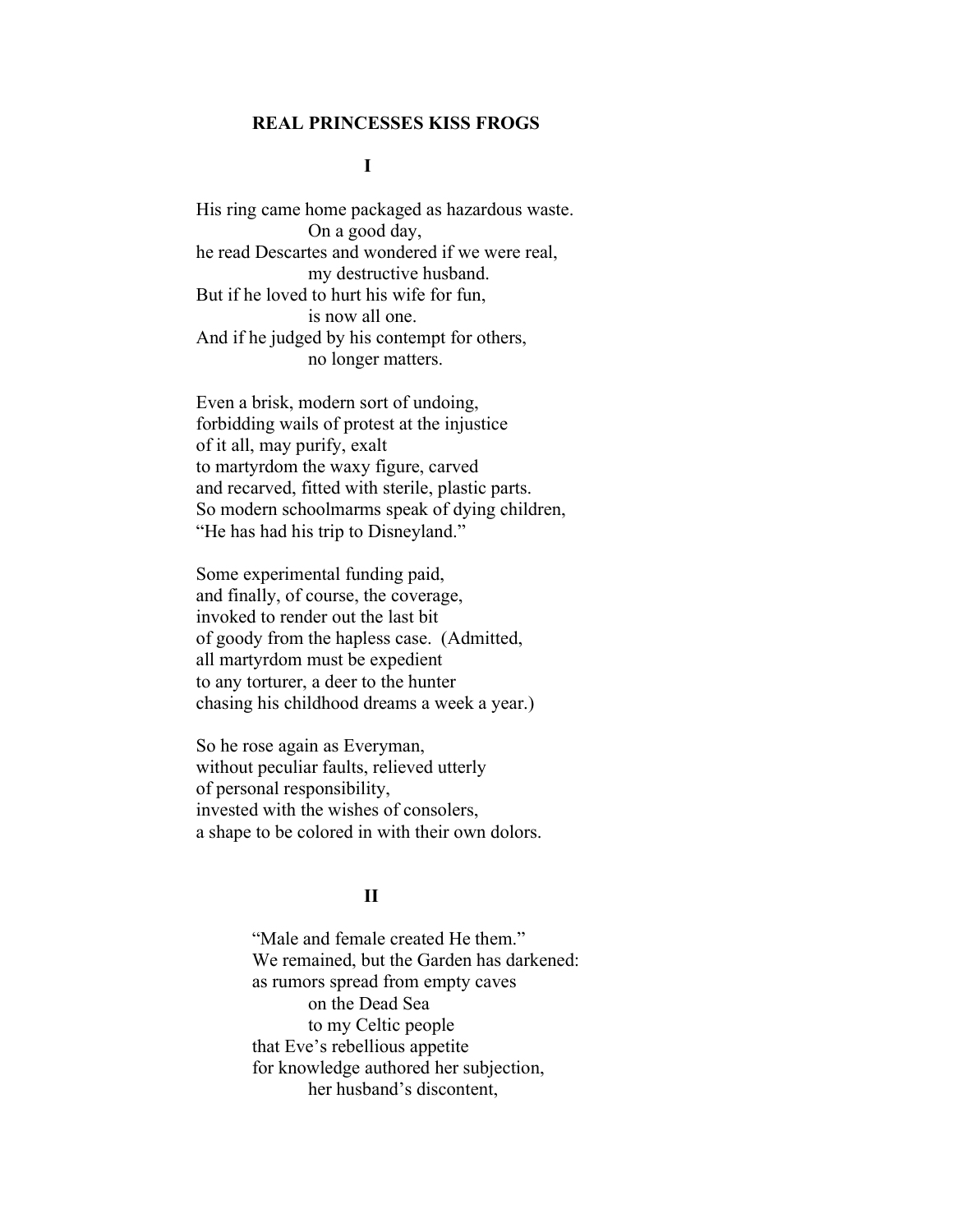# REAL PRINCESSES KISS FROGS

## I

His ring came home packaged as hazardous waste.  
&emsp;&emsp;&emsp;&emsp;On a good day,  
he read Descartes and wondered if we were real,  
&emsp;&emsp;&emsp;&emsp;my destructive husband.  
But if he loved to hurt his wife for fun,  
&emsp;&emsp;&emsp;&emsp;is now all one.  
And if he judged by his contempt for others,  
&emsp;&emsp;&emsp;&emsp;no longer matters.

Even a brisk, modern sort of undoing,  
forbidding wails of protest at the injustice  
of it all, may purify, exalt  
to martyrdom the waxy figure, carved  
and recarved, fitted with sterile, plastic parts.  
So modern schoolmarms speak of dying children,  
"He has had his trip to Disneyland."

Some experimental funding paid,  
and finally, of course, the coverage,  
invoked to render out the last bit  
of goody from the hapless case. (Admitted,  
all martyrdom must be expedient  
to any torturer, a deer to the hunter  
chasing his childhood dreams a week a year.)

So he rose again as Everyman,  
without peculiar faults, relieved utterly  
of personal responsibility,  
invested with the wishes of consolers,  
a shape to be colored in with their own dolors.

## II

"Male and female created He them."  
We remained, but the Garden has darkened:  
as rumors spread from empty caves  
&emsp;&emsp;&emsp;&emsp;on the Dead Sea  
&emsp;&emsp;&emsp;&emsp;to my Celtic people  
that Eve's rebellious appetite  
for knowledge authored her subjection,  
&emsp;&emsp;&emsp;&emsp;her husband's discontent,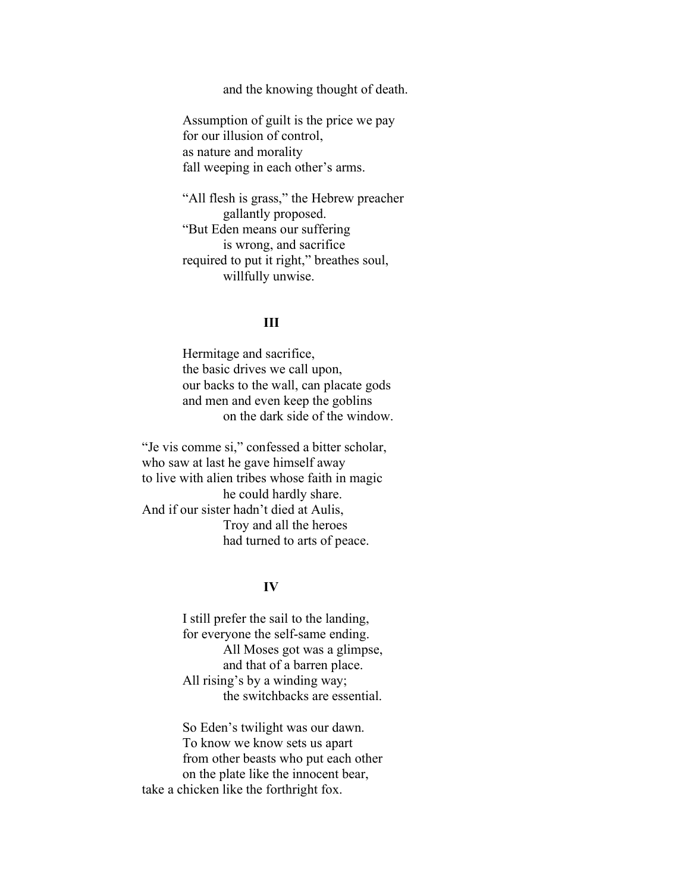and the knowing thought of death.

Assumption of guilt is the price we pay  
for our illusion of control,  
as nature and morality  
fall weeping in each other's arms.

"All flesh is grass," the Hebrew preacher  
gallantly proposed.  
"But Eden means our suffering  
is wrong, and sacrifice  
required to put it right," breathes soul,  
willfully unwise.

## III

Hermitage and sacrifice,  
the basic drives we call upon,  
our backs to the wall, can placate gods  
and men and even keep the goblins  
on the dark side of the window.

"Je vis comme si," confessed a bitter scholar,  
who saw at last he gave himself away  
to live with alien tribes whose faith in magic  
he could hardly share.  
And if our sister hadn't died at Aulis,  
Troy and all the heroes  
had turned to arts of peace.

## IV

I still prefer the sail to the landing,  
for everyone the self-same ending.  
All Moses got was a glimpse,  
and that of a barren place.  
All rising's by a winding way;  
the switchbacks are essential.

So Eden's twilight was our dawn.  
To know we know sets us apart  
from other beasts who put each other  
on the plate like the innocent bear,  
take a chicken like the forthright fox.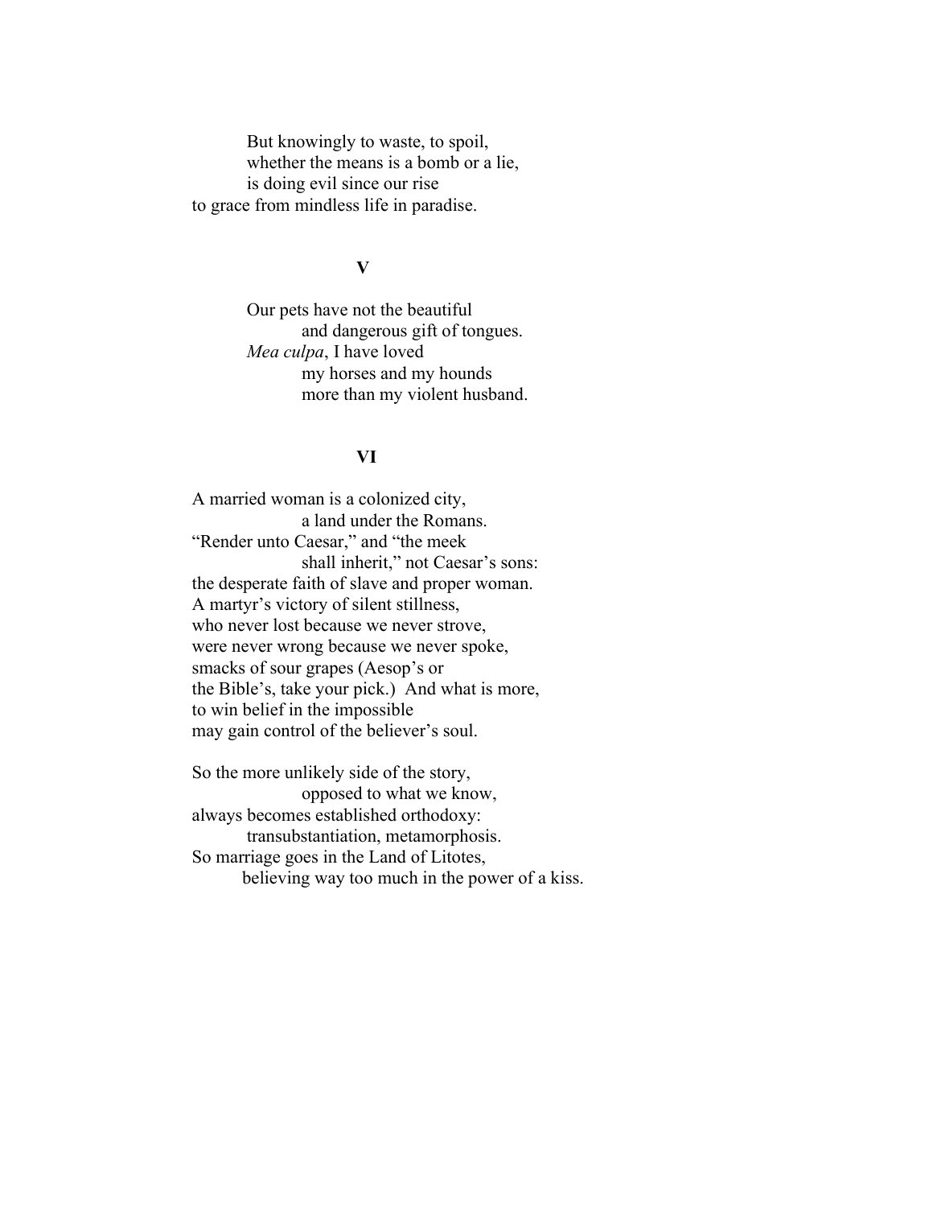But knowingly to waste, to spoil,
whether the means is a bomb or a lie,
is doing evil since our rise
to grace from mindless life in paradise.

## V

Our pets have not the beautiful
and dangerous gift of tongues.
*Mea culpa*, I have loved
my horses and my hounds
more than my violent husband.

## VI

A married woman is a colonized city,
a land under the Romans.
"Render unto Caesar," and "the meek
shall inherit," not Caesar's sons:
the desperate faith of slave and proper woman.
A martyr's victory of silent stillness,
who never lost because we never strove,
were never wrong because we never spoke,
smacks of sour grapes (Aesop's or
the Bible's, take your pick.) And what is more,
to win belief in the impossible
may gain control of the believer's soul.

So the more unlikely side of the story,
opposed to what we know,
always becomes established orthodoxy:
transubstantiation, metamorphosis.
So marriage goes in the Land of Litotes,
believing way too much in the power of a kiss.